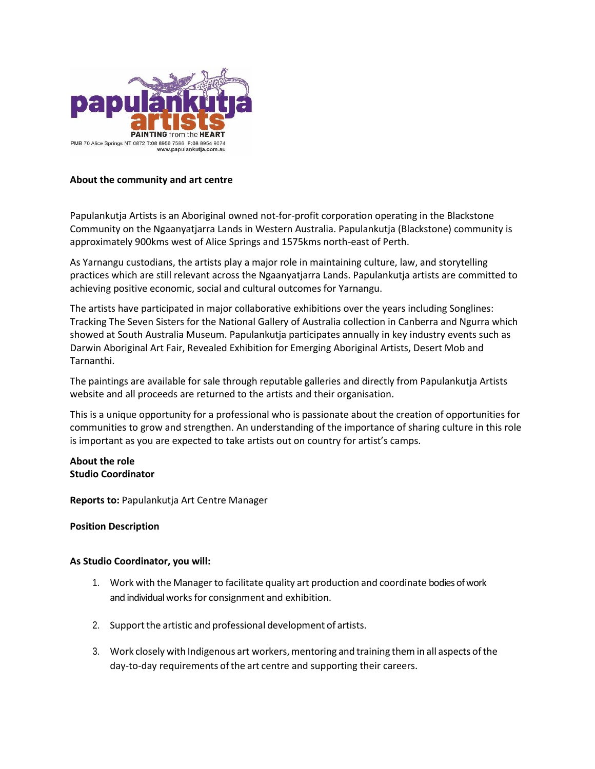papulankutja artists

PAINTING from the HEART

PMB 70 Alice Springs NT 0872 T:08 8956 7586 F:08 8954 9074
www.papulankutja.com.au

**About the community and art centre**

Papulankutja Artists is an Aboriginal owned not-for-profit corporation operating in the Blackstone Community on the Ngaanyatjarra Lands in Western Australia. Papulankutja (Blackstone) community is approximately 900kms west of Alice Springs and 1575kms north-east of Perth.

As Yarnangu custodians, the artists play a major role in maintaining culture, law, and storytelling practices which are still relevant across the Ngaanyatjarra Lands. Papulankutja artists are committed to achieving positive economic, social and cultural outcomes for Yarnangu.

The artists have participated in major collaborative exhibitions over the years including Songlines: Tracking The Seven Sisters for the National Gallery of Australia collection in Canberra and Ngurra which showed at South Australia Museum. Papulankutja participates annually in key industry events such as Darwin Aboriginal Art Fair, Revealed Exhibition for Emerging Aboriginal Artists, Desert Mob and Tarnanthi.

The paintings are available for sale through reputable galleries and directly from Papulankutja Artists website and all proceeds are returned to the artists and their organisation.

This is a unique opportunity for a professional who is passionate about the creation of opportunities for communities to grow and strengthen. An understanding of the importance of sharing culture in this role is important as you are expected to take artists out on country for artist's camps.

**About the role**
**Studio Coordinator**

**Reports to:** Papulankutja Art Centre Manager

**Position Description**

**As Studio Coordinator, you will:**

1. Work with the Manager to facilitate quality art production and coordinate bodies of work and individual works for consignment and exhibition.
2. Support the artistic and professional development of artists.
3. Work closely with Indigenous art workers, mentoring and training them in all aspects of the day-to-day requirements of the art centre and supporting their careers.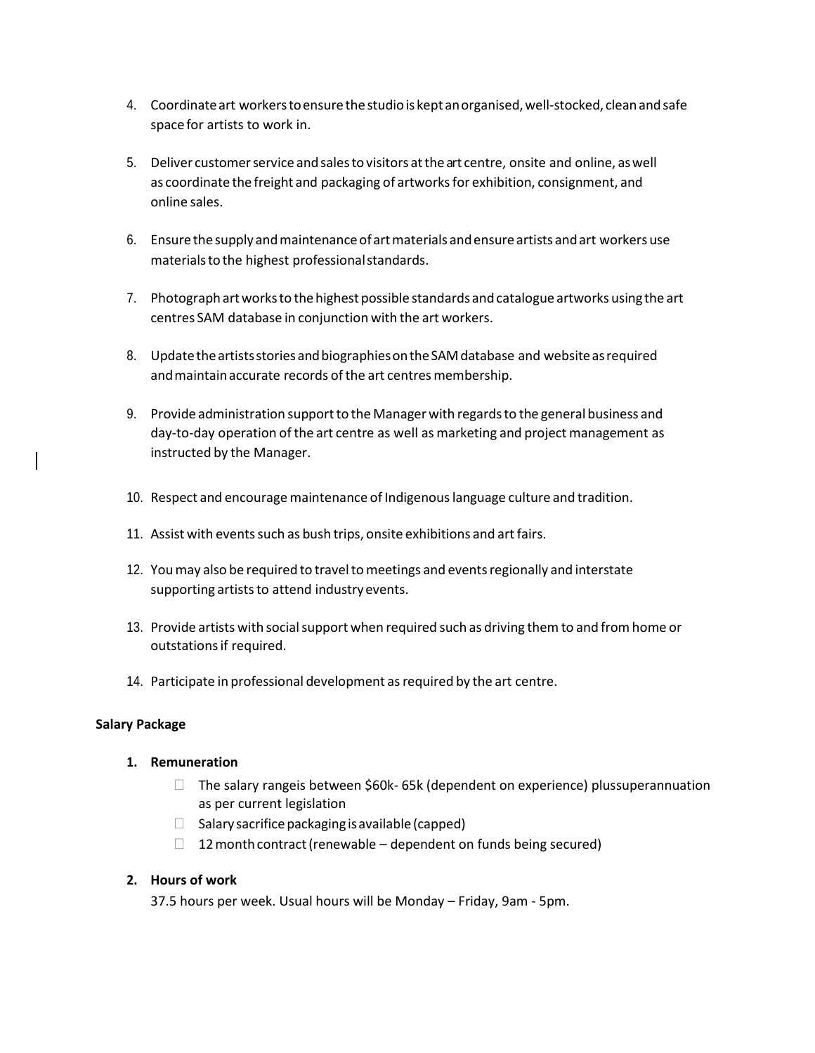4. Coordinate art workers to ensure the studio is kept an organised, well-stocked, clean and safe space for artists to work in.

5. Deliver customer service and sales to visitors at the art centre, onsite and online, as well as coordinate the freight and packaging of artworks for exhibition, consignment, and online sales.

6. Ensure the supply and maintenance of art materials and ensure artists and art workers use materials to the highest professional standards.

7. Photograph art works to the highest possible standards and catalogue artworks using the art centres SAM database in conjunction with the art workers.

8. Update the artists stories and biographies on the SAM database and website as required and maintain accurate records of the art centres membership.

9. Provide administration support to the Manager with regards to the general business and day-to-day operation of the art centre as well as marketing and project management as instructed by the Manager.

10. Respect and encourage maintenance of Indigenous language culture and tradition.

11. Assist with events such as bush trips, onsite exhibitions and art fairs.

12. You may also be required to travel to meetings and events regionally and interstate supporting artists to attend industry events.

13. Provide artists with social support when required such as driving them to and from home or outstations if required.

14. Participate in professional development as required by the art centre.

**Salary Package**

1. **Remuneration**
   - The salary rangeis between $60k- 65k (dependent on experience) plussuperannuation as per current legislation
   - Salary sacrifice packaging is available (capped)
   - 12 month contract (renewable – dependent on funds being secured)

2. **Hours of work**

   37.5 hours per week. Usual hours will be Monday – Friday, 9am - 5pm.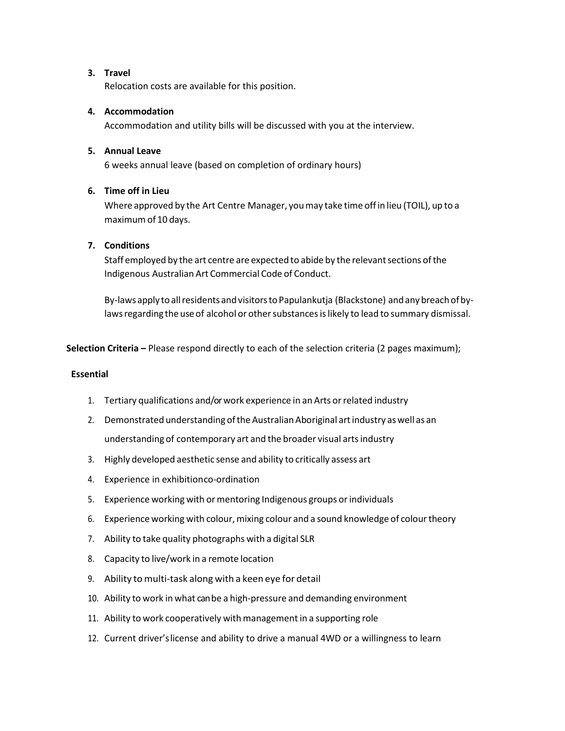3. **Travel**

   Relocation costs are available for this position.

4. **Accommodation**

   Accommodation and utility bills will be discussed with you at the interview.

5. **Annual Leave**

   6 weeks annual leave (based on completion of ordinary hours)

6. **Time off in Lieu**

   Where approved by the Art Centre Manager, you may take time off in lieu (TOIL), up to a maximum of 10 days.

7. **Conditions**

   Staff employed by the art centre are expected to abide by the relevant sections of the Indigenous Australian Art Commercial Code of Conduct.

   By-laws apply to all residents and visitors to Papulankutja (Blackstone) and any breach of by-laws regarding the use of alcohol or other substances is likely to lead to summary dismissal.

**Selection Criteria –** Please respond directly to each of the selection criteria (2 pages maximum);

**Essential**

1. Tertiary qualifications and/or work experience in an Arts or related industry
2. Demonstrated understanding of the Australian Aboriginal art industry as well as an understanding of contemporary art and the broader visual arts industry
3. Highly developed aesthetic sense and ability to critically assess art
4. Experience in exhibition co-ordination
5. Experience working with or mentoring Indigenous groups or individuals
6. Experience working with colour, mixing colour and a sound knowledge of colour theory
7. Ability to take quality photographs with a digital SLR
8. Capacity to live/work in a remote location
9. Ability to multi-task along with a keen eye for detail
10. Ability to work in what can be a high-pressure and demanding environment
11. Ability to work cooperatively with management in a supporting role
12. Current driver's license and ability to drive a manual 4WD or a willingness to learn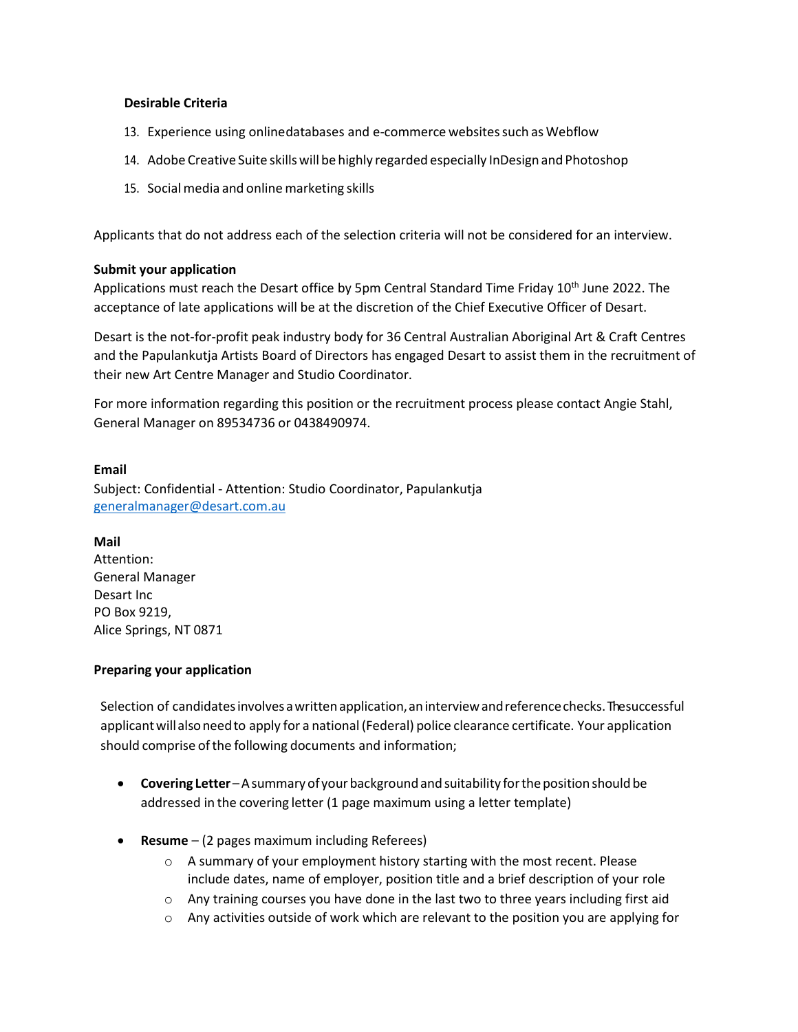**Desirable Criteria**

13. Experience using online databases and e-commerce websites such as Webflow
14. Adobe Creative Suite skills will be highly regarded especially InDesign and Photoshop
15. Social media and online marketing skills

Applicants that do not address each of the selection criteria will not be considered for an interview.

**Submit your application**

Applications must reach the Desart office by 5pm Central Standard Time Friday 10th June 2022. The acceptance of late applications will be at the discretion of the Chief Executive Officer of Desart.

Desart is the not-for-profit peak industry body for 36 Central Australian Aboriginal Art & Craft Centres and the Papulankutja Artists Board of Directors has engaged Desart to assist them in the recruitment of their new Art Centre Manager and Studio Coordinator.

For more information regarding this position or the recruitment process please contact Angie Stahl, General Manager on 89534736 or 0438490974.

**Email**

Subject: Confidential - Attention: Studio Coordinator, Papulankutja
generalmanager@desart.com.au

**Mail**

Attention:
General Manager
Desart Inc
PO Box 9219,
Alice Springs, NT 0871

**Preparing your application**

Selection of candidates involves a written application, an interview and reference checks. The successful applicant will also need to apply for a national (Federal) police clearance certificate. Your application should comprise of the following documents and information;

- **Covering Letter** – A summary of your background and suitability for the position should be addressed in the covering letter (1 page maximum using a letter template)
- **Resume** – (2 pages maximum including Referees)
  - A summary of your employment history starting with the most recent. Please include dates, name of employer, position title and a brief description of your role
  - Any training courses you have done in the last two to three years including first aid
  - Any activities outside of work which are relevant to the position you are applying for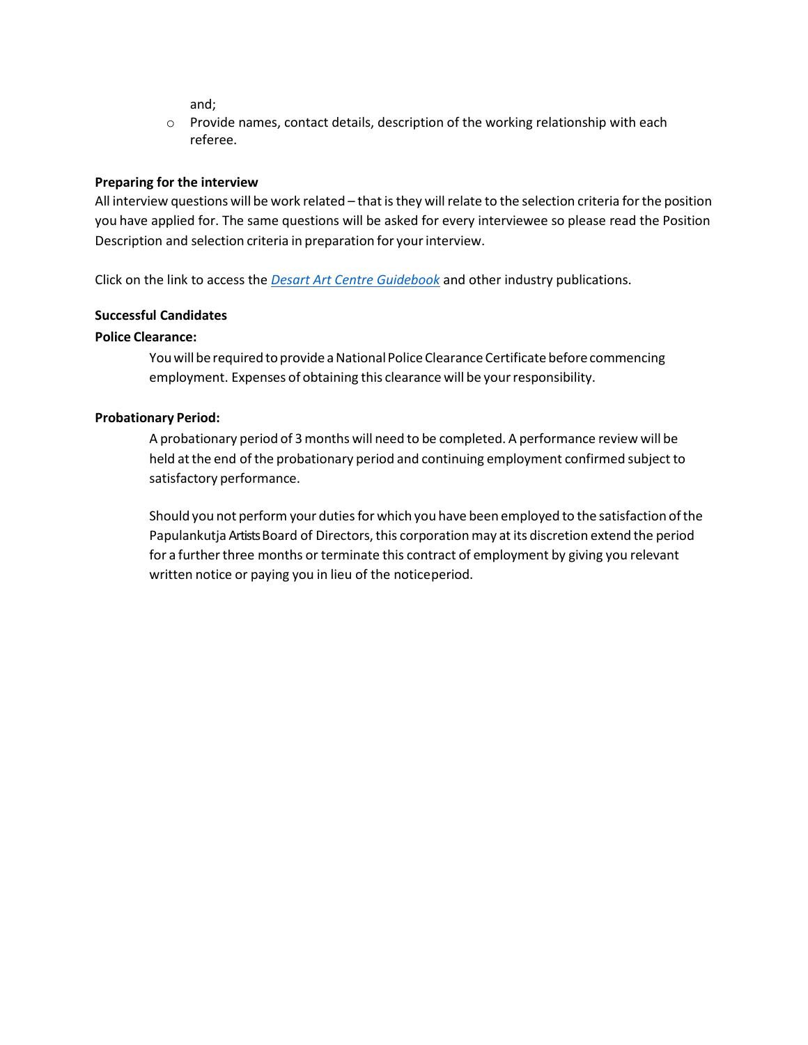and;

- Provide names, contact details, description of the working relationship with each referee.

**Preparing for the interview**

All interview questions will be work related – that is they will relate to the selection criteria for the position you have applied for. The same questions will be asked for every interviewee so please read the Position Description and selection criteria in preparation for your interview.

Click on the link to access the *Desart Art Centre Guidebook* and other industry publications.

**Successful Candidates**

**Police Clearance:**

You will be required to provide a National Police Clearance Certificate before commencing employment. Expenses of obtaining this clearance will be your responsibility.

**Probationary Period:**

A probationary period of 3 months will need to be completed. A performance review will be held at the end of the probationary period and continuing employment confirmed subject to satisfactory performance.

Should you not perform your duties for which you have been employed to the satisfaction of the Papulankutja Artists Board of Directors, this corporation may at its discretion extend the period for a further three months or terminate this contract of employment by giving you relevant written notice or paying you in lieu of the noticeperiod.